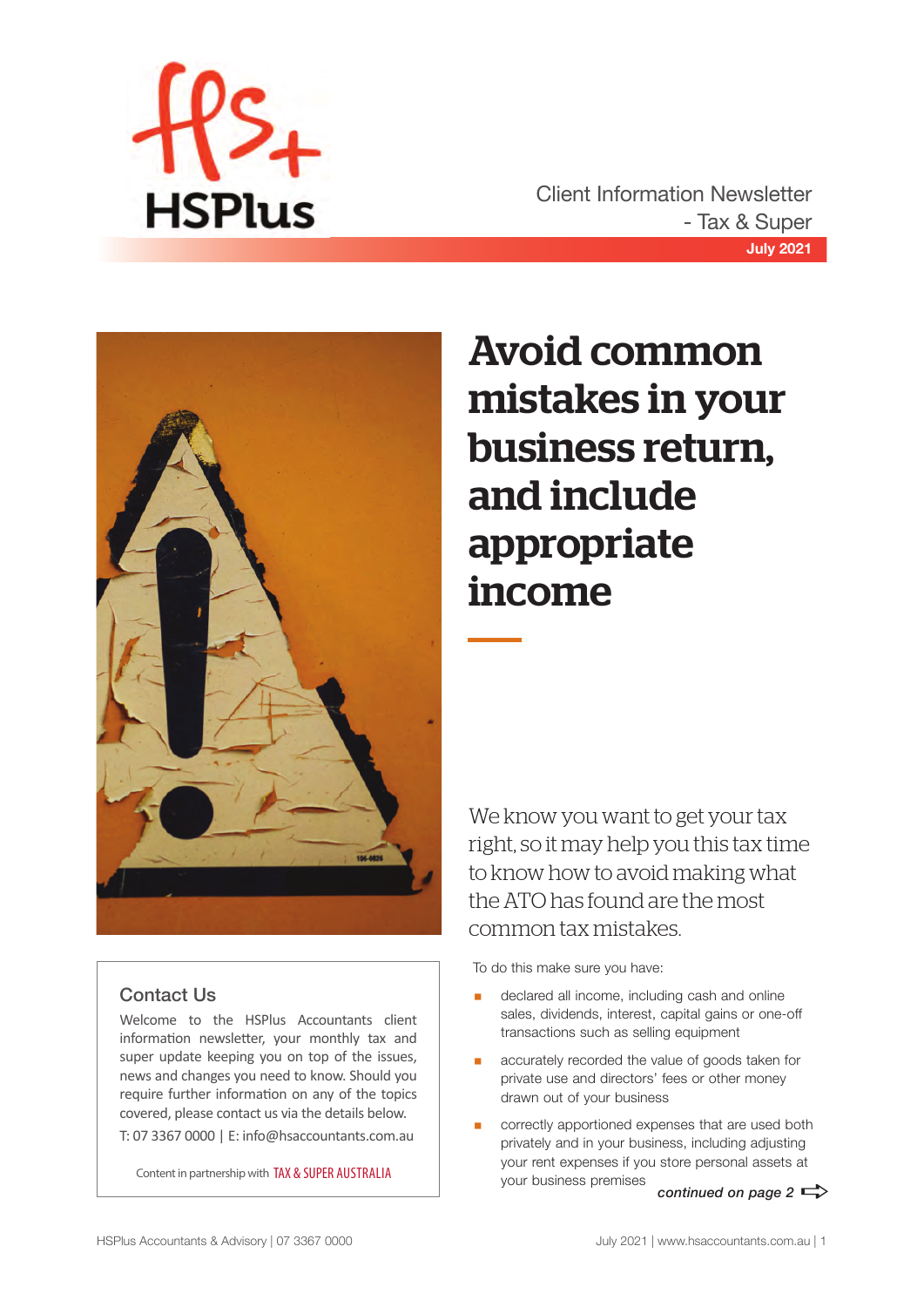HSPlus

Client Information Newsletter
- Tax & Super
July 2021

# Avoid common mistakes in your business return, and include appropriate income

We know you want to get your tax right, so it may help you this tax time to know how to avoid making what the ATO has found are the most common tax mistakes.

To do this make sure you have:

- declared all income, including cash and online sales, dividends, interest, capital gains or one-off transactions such as selling equipment
- accurately recorded the value of goods taken for private use and directors' fees or other money drawn out of your business
- correctly apportioned expenses that are used both privately and in your business, including adjusting your rent expenses if you store personal assets at your business premises

***continued on page 2***

## Contact Us

Welcome to the HSPlus Accountants client information newsletter, your monthly tax and super update keeping you on top of the issues, news and changes you need to know. Should you require further information on any of the topics covered, please contact us via the details below.

T: 07 3367 0000 | E: info@hsaccountants.com.au

Content in partnership with TAX & SUPER AUSTRALIA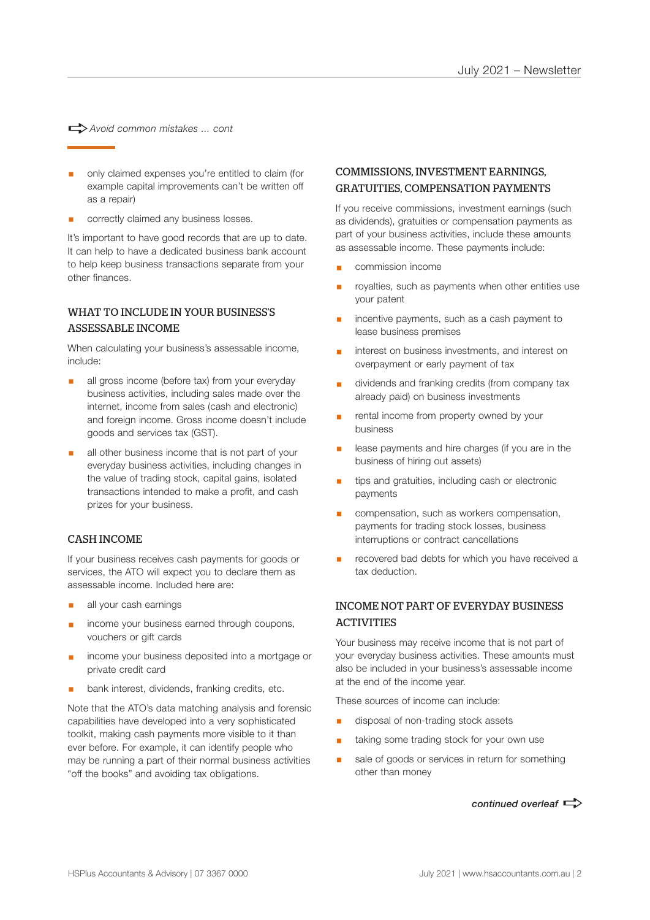*Avoid common mistakes ... cont*

- only claimed expenses you're entitled to claim (for example capital improvements can't be written off as a repair)
- correctly claimed any business losses.

It's important to have good records that are up to date. It can help to have a dedicated business bank account to help keep business transactions separate from your other finances.

## WHAT TO INCLUDE IN YOUR BUSINESS'S ASSESSABLE INCOME

When calculating your business's assessable income, include:

- all gross income (before tax) from your everyday business activities, including sales made over the internet, income from sales (cash and electronic) and foreign income. Gross income doesn't include goods and services tax (GST).
- all other business income that is not part of your everyday business activities, including changes in the value of trading stock, capital gains, isolated transactions intended to make a profit, and cash prizes for your business.

## CASH INCOME

If your business receives cash payments for goods or services, the ATO will expect you to declare them as assessable income. Included here are:

- all your cash earnings
- income your business earned through coupons, vouchers or gift cards
- income your business deposited into a mortgage or private credit card
- bank interest, dividends, franking credits, etc.

Note that the ATO's data matching analysis and forensic capabilities have developed into a very sophisticated toolkit, making cash payments more visible to it than ever before. For example, it can identify people who may be running a part of their normal business activities "off the books" and avoiding tax obligations.

## COMMISSIONS, INVESTMENT EARNINGS, GRATUITIES, COMPENSATION PAYMENTS

If you receive commissions, investment earnings (such as dividends), gratuities or compensation payments as part of your business activities, include these amounts as assessable income. These payments include:

- commission income
- royalties, such as payments when other entities use your patent
- incentive payments, such as a cash payment to lease business premises
- interest on business investments, and interest on overpayment or early payment of tax
- dividends and franking credits (from company tax already paid) on business investments
- rental income from property owned by your business
- lease payments and hire charges (if you are in the business of hiring out assets)
- tips and gratuities, including cash or electronic payments
- compensation, such as workers compensation, payments for trading stock losses, business interruptions or contract cancellations
- recovered bad debts for which you have received a tax deduction.

## INCOME NOT PART OF EVERYDAY BUSINESS ACTIVITIES

Your business may receive income that is not part of your everyday business activities. These amounts must also be included in your business's assessable income at the end of the income year.

These sources of income can include:

- disposal of non-trading stock assets
- taking some trading stock for your own use
- sale of goods or services in return for something other than money

***continued overleaf***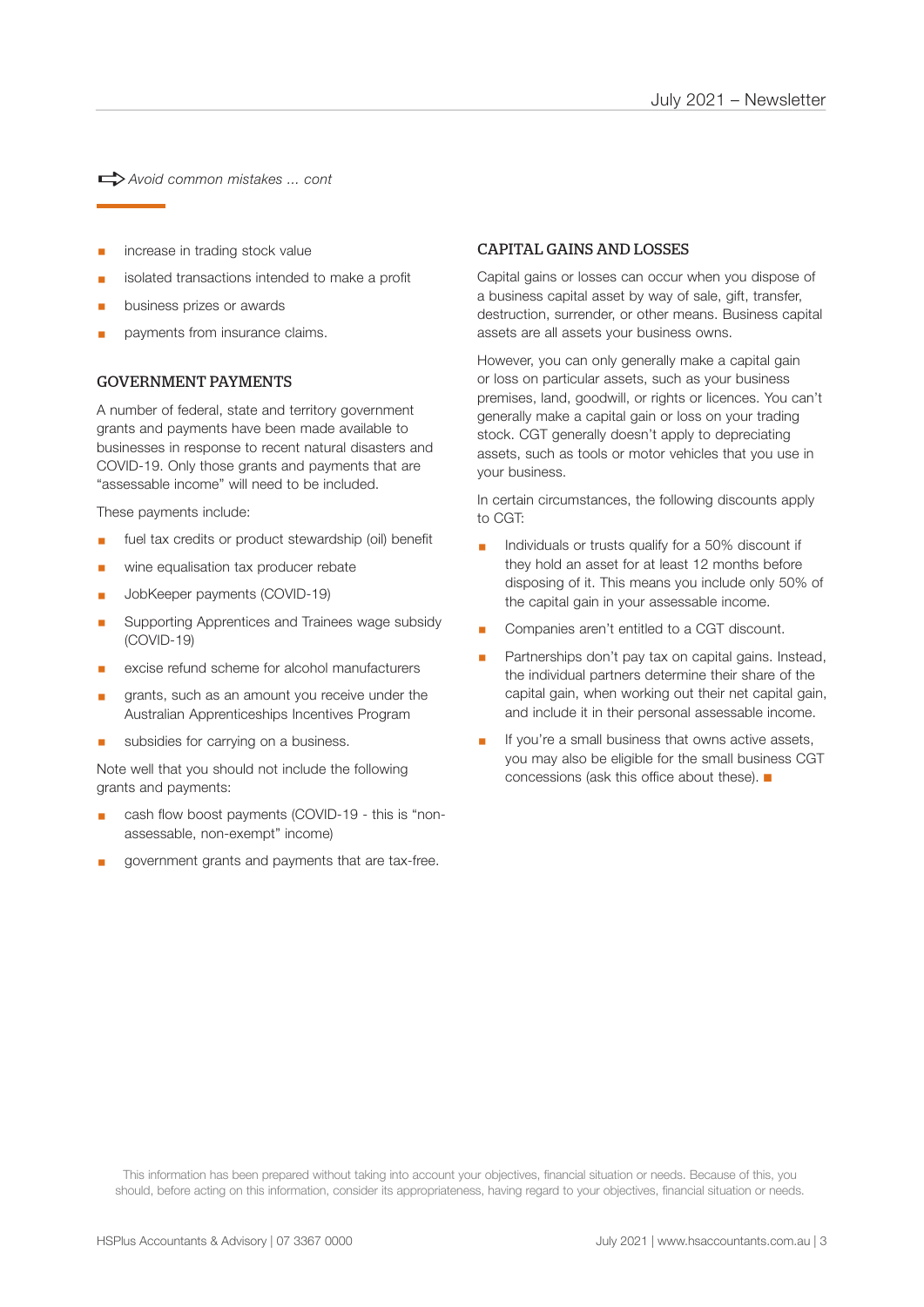*Avoid common mistakes ... cont*

- increase in trading stock value
- isolated transactions intended to make a profit
- business prizes or awards
- payments from insurance claims.

## GOVERNMENT PAYMENTS

A number of federal, state and territory government grants and payments have been made available to businesses in response to recent natural disasters and COVID-19. Only those grants and payments that are "assessable income" will need to be included.

These payments include:

- fuel tax credits or product stewardship (oil) benefit
- wine equalisation tax producer rebate
- JobKeeper payments (COVID-19)
- Supporting Apprentices and Trainees wage subsidy (COVID-19)
- excise refund scheme for alcohol manufacturers
- grants, such as an amount you receive under the Australian Apprenticeships Incentives Program
- subsidies for carrying on a business.

Note well that you should not include the following grants and payments:

- cash flow boost payments (COVID-19 - this is "non-assessable, non-exempt" income)
- government grants and payments that are tax-free.

## CAPITAL GAINS AND LOSSES

Capital gains or losses can occur when you dispose of a business capital asset by way of sale, gift, transfer, destruction, surrender, or other means. Business capital assets are all assets your business owns.

However, you can only generally make a capital gain or loss on particular assets, such as your business premises, land, goodwill, or rights or licences. You can't generally make a capital gain or loss on your trading stock. CGT generally doesn't apply to depreciating assets, such as tools or motor vehicles that you use in your business.

In certain circumstances, the following discounts apply to CGT:

- Individuals or trusts qualify for a 50% discount if they hold an asset for at least 12 months before disposing of it. This means you include only 50% of the capital gain in your assessable income.
- Companies aren't entitled to a CGT discount.
- Partnerships don't pay tax on capital gains. Instead, the individual partners determine their share of the capital gain, when working out their net capital gain, and include it in their personal assessable income.
- If you're a small business that owns active assets, you may also be eligible for the small business CGT concessions (ask this office about these). ■

This information has been prepared without taking into account your objectives, financial situation or needs. Because of this, you should, before acting on this information, consider its appropriateness, having regard to your objectives, financial situation or needs.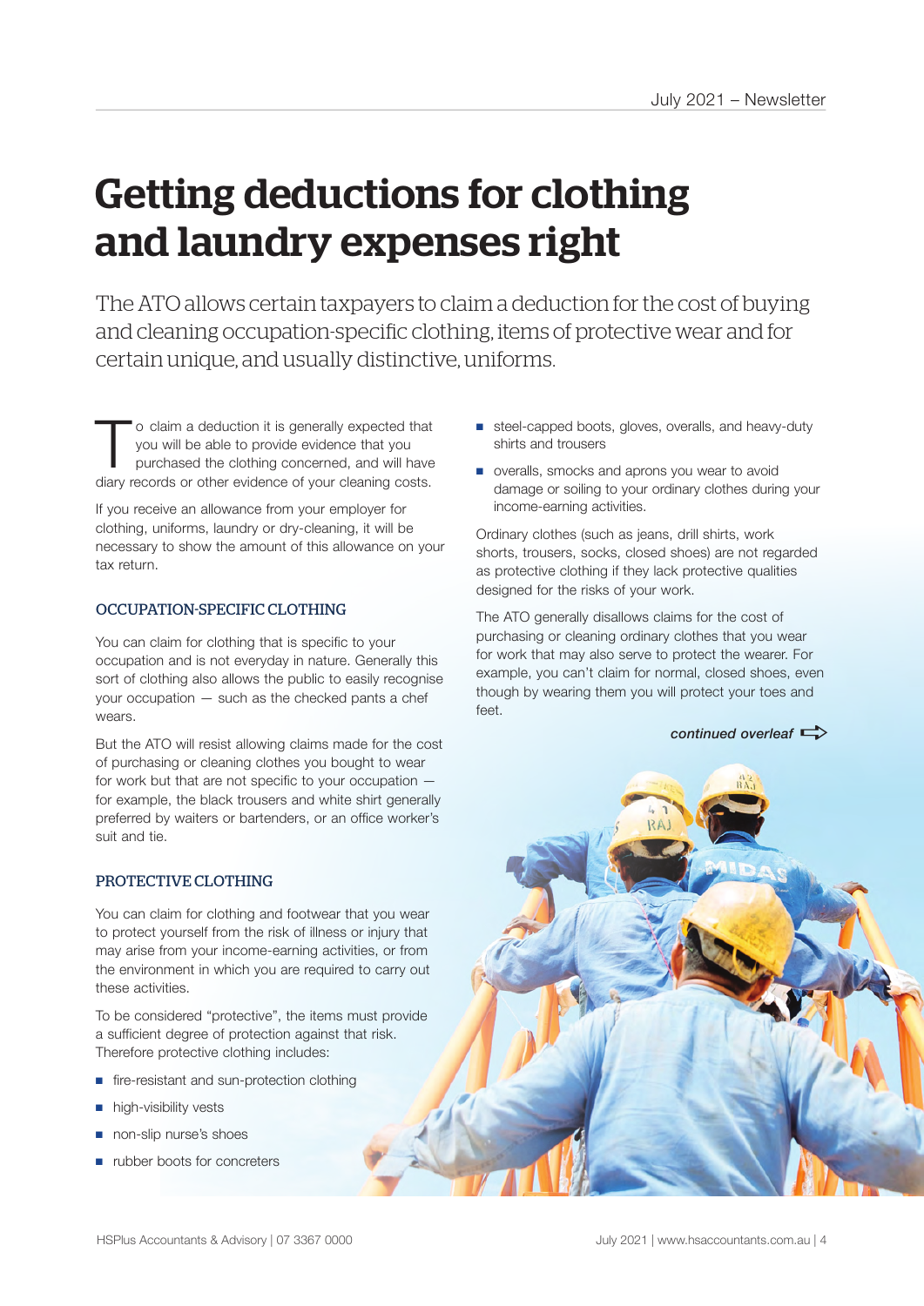# Getting deductions for clothing and laundry expenses right

The ATO allows certain taxpayers to claim a deduction for the cost of buying and cleaning occupation-specific clothing, items of protective wear and for certain unique, and usually distinctive, uniforms.

To claim a deduction it is generally expected that you will be able to provide evidence that you purchased the clothing concerned, and will have diary records or other evidence of your cleaning costs.

If you receive an allowance from your employer for clothing, uniforms, laundry or dry-cleaning, it will be necessary to show the amount of this allowance on your tax return.

## OCCUPATION-SPECIFIC CLOTHING

You can claim for clothing that is specific to your occupation and is not everyday in nature. Generally this sort of clothing also allows the public to easily recognise your occupation — such as the checked pants a chef wears.

But the ATO will resist allowing claims made for the cost of purchasing or cleaning clothes you bought to wear for work but that are not specific to your occupation — for example, the black trousers and white shirt generally preferred by waiters or bartenders, or an office worker's suit and tie.

## PROTECTIVE CLOTHING

You can claim for clothing and footwear that you wear to protect yourself from the risk of illness or injury that may arise from your income-earning activities, or from the environment in which you are required to carry out these activities.

To be considered "protective", the items must provide a sufficient degree of protection against that risk. Therefore protective clothing includes:

- fire-resistant and sun-protection clothing
- high-visibility vests
- non-slip nurse's shoes
- rubber boots for concreters
- steel-capped boots, gloves, overalls, and heavy-duty shirts and trousers
- overalls, smocks and aprons you wear to avoid damage or soiling to your ordinary clothes during your income-earning activities.

Ordinary clothes (such as jeans, drill shirts, work shorts, trousers, socks, closed shoes) are not regarded as protective clothing if they lack protective qualities designed for the risks of your work.

The ATO generally disallows claims for the cost of purchasing or cleaning ordinary clothes that you wear for work that may also serve to protect the wearer. For example, you can't claim for normal, closed shoes, even though by wearing them you will protect your toes and feet.

*continued overleaf*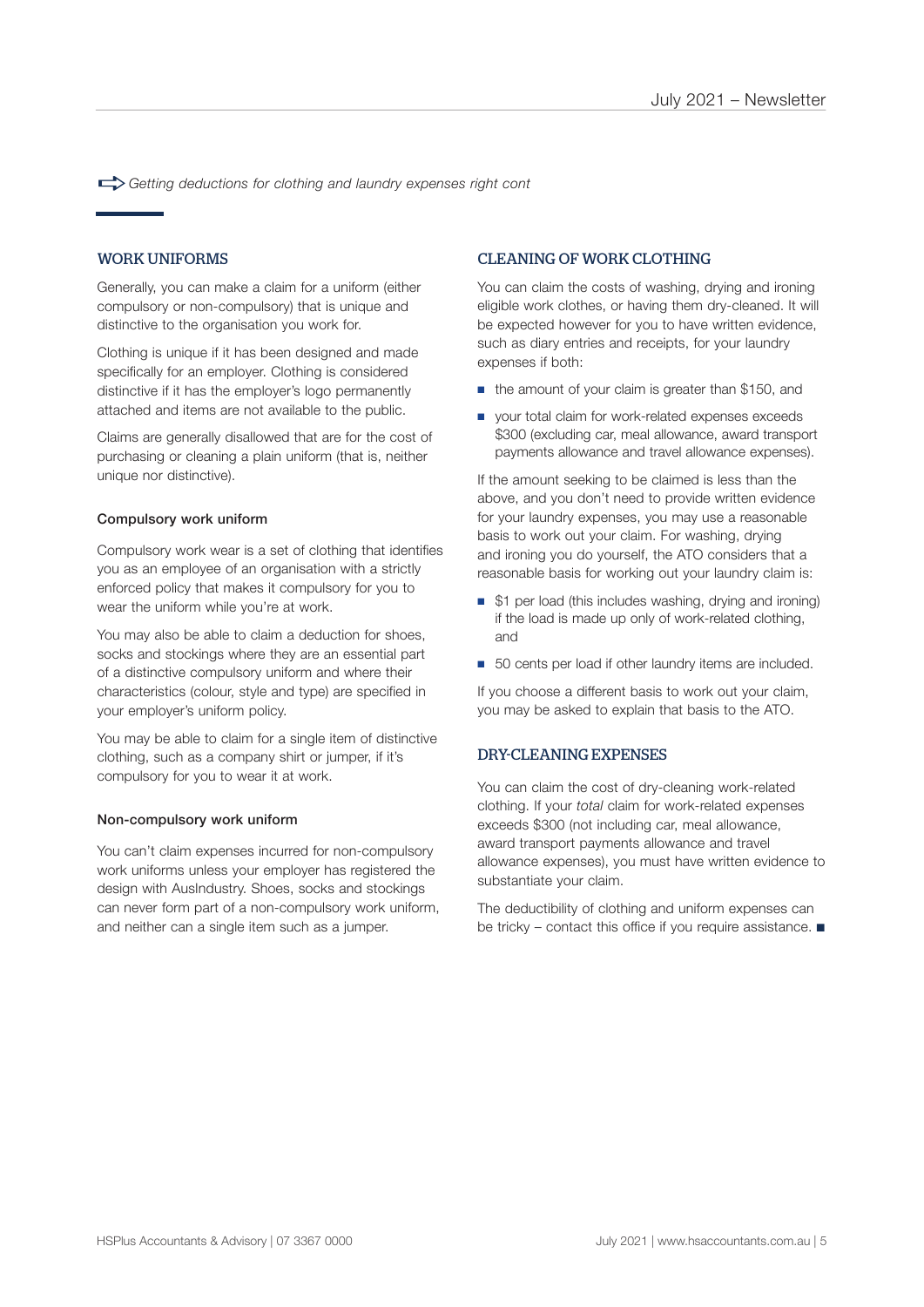*Getting deductions for clothing and laundry expenses right cont*

## WORK UNIFORMS

Generally, you can make a claim for a uniform (either compulsory or non-compulsory) that is unique and distinctive to the organisation you work for.

Clothing is unique if it has been designed and made specifically for an employer. Clothing is considered distinctive if it has the employer's logo permanently attached and items are not available to the public.

Claims are generally disallowed that are for the cost of purchasing or cleaning a plain uniform (that is, neither unique nor distinctive).

### Compulsory work uniform

Compulsory work wear is a set of clothing that identifies you as an employee of an organisation with a strictly enforced policy that makes it compulsory for you to wear the uniform while you're at work.

You may also be able to claim a deduction for shoes, socks and stockings where they are an essential part of a distinctive compulsory uniform and where their characteristics (colour, style and type) are specified in your employer's uniform policy.

You may be able to claim for a single item of distinctive clothing, such as a company shirt or jumper, if it's compulsory for you to wear it at work.

### Non-compulsory work uniform

You can't claim expenses incurred for non-compulsory work uniforms unless your employer has registered the design with AusIndustry. Shoes, socks and stockings can never form part of a non-compulsory work uniform, and neither can a single item such as a jumper.

## CLEANING OF WORK CLOTHING

You can claim the costs of washing, drying and ironing eligible work clothes, or having them dry-cleaned. It will be expected however for you to have written evidence, such as diary entries and receipts, for your laundry expenses if both:

- the amount of your claim is greater than $150, and
- your total claim for work-related expenses exceeds $300 (excluding car, meal allowance, award transport payments allowance and travel allowance expenses).

If the amount seeking to be claimed is less than the above, and you don't need to provide written evidence for your laundry expenses, you may use a reasonable basis to work out your claim. For washing, drying and ironing you do yourself, the ATO considers that a reasonable basis for working out your laundry claim is:

- $1 per load (this includes washing, drying and ironing) if the load is made up only of work-related clothing, and
- 50 cents per load if other laundry items are included.

If you choose a different basis to work out your claim, you may be asked to explain that basis to the ATO.

## DRY-CLEANING EXPENSES

You can claim the cost of dry-cleaning work-related clothing. If your *total* claim for work-related expenses exceeds $300 (not including car, meal allowance, award transport payments allowance and travel allowance expenses), you must have written evidence to substantiate your claim.

The deductibility of clothing and uniform expenses can be tricky – contact this office if you require assistance. ■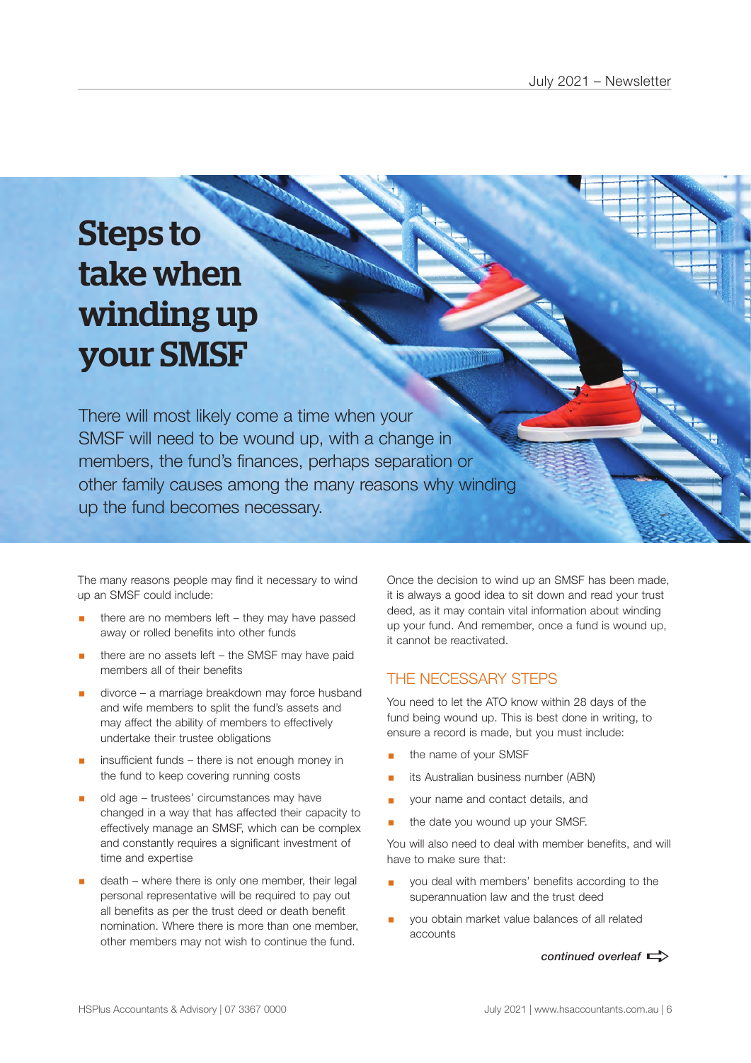# Steps to take when winding up your SMSF

There will most likely come a time when your SMSF will need to be wound up, with a change in members, the fund's finances, perhaps separation or other family causes among the many reasons why winding up the fund becomes necessary.

The many reasons people may find it necessary to wind up an SMSF could include:

- there are no members left – they may have passed away or rolled benefits into other funds
- there are no assets left – the SMSF may have paid members all of their benefits
- divorce – a marriage breakdown may force husband and wife members to split the fund's assets and may affect the ability of members to effectively undertake their trustee obligations
- insufficient funds – there is not enough money in the fund to keep covering running costs
- old age – trustees' circumstances may have changed in a way that has affected their capacity to effectively manage an SMSF, which can be complex and constantly requires a significant investment of time and expertise
- death – where there is only one member, their legal personal representative will be required to pay out all benefits as per the trust deed or death benefit nomination. Where there is more than one member, other members may not wish to continue the fund.

Once the decision to wind up an SMSF has been made, it is always a good idea to sit down and read your trust deed, as it may contain vital information about winding up your fund. And remember, once a fund is wound up, it cannot be reactivated.

## THE NECESSARY STEPS

You need to let the ATO know within 28 days of the fund being wound up. This is best done in writing, to ensure a record is made, but you must include:

- the name of your SMSF
- its Australian business number (ABN)
- your name and contact details, and
- the date you wound up your SMSF.

You will also need to deal with member benefits, and will have to make sure that:

- you deal with members' benefits according to the superannuation law and the trust deed
- you obtain market value balances of all related accounts

*continued overleaf*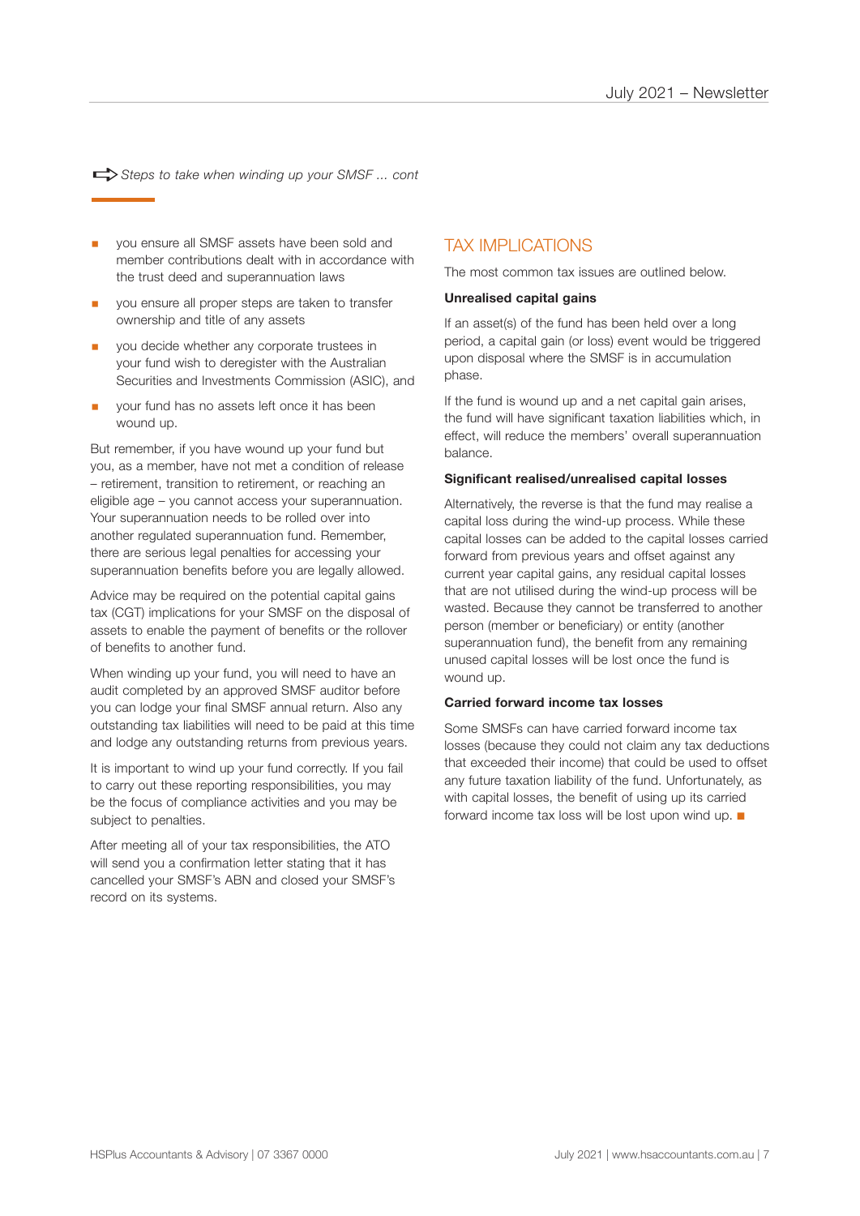*Steps to take when winding up your SMSF ... cont*

- you ensure all SMSF assets have been sold and member contributions dealt with in accordance with the trust deed and superannuation laws
- you ensure all proper steps are taken to transfer ownership and title of any assets
- you decide whether any corporate trustees in your fund wish to deregister with the Australian Securities and Investments Commission (ASIC), and
- your fund has no assets left once it has been wound up.

But remember, if you have wound up your fund but you, as a member, have not met a condition of release – retirement, transition to retirement, or reaching an eligible age – you cannot access your superannuation. Your superannuation needs to be rolled over into another regulated superannuation fund. Remember, there are serious legal penalties for accessing your superannuation benefits before you are legally allowed.

Advice may be required on the potential capital gains tax (CGT) implications for your SMSF on the disposal of assets to enable the payment of benefits or the rollover of benefits to another fund.

When winding up your fund, you will need to have an audit completed by an approved SMSF auditor before you can lodge your final SMSF annual return. Also any outstanding tax liabilities will need to be paid at this time and lodge any outstanding returns from previous years.

It is important to wind up your fund correctly. If you fail to carry out these reporting responsibilities, you may be the focus of compliance activities and you may be subject to penalties.

After meeting all of your tax responsibilities, the ATO will send you a confirmation letter stating that it has cancelled your SMSF's ABN and closed your SMSF's record on its systems.

## TAX IMPLICATIONS

The most common tax issues are outlined below.

**Unrealised capital gains**

If an asset(s) of the fund has been held over a long period, a capital gain (or loss) event would be triggered upon disposal where the SMSF is in accumulation phase.

If the fund is wound up and a net capital gain arises, the fund will have significant taxation liabilities which, in effect, will reduce the members' overall superannuation balance.

**Significant realised/unrealised capital losses**

Alternatively, the reverse is that the fund may realise a capital loss during the wind-up process. While these capital losses can be added to the capital losses carried forward from previous years and offset against any current year capital gains, any residual capital losses that are not utilised during the wind-up process will be wasted. Because they cannot be transferred to another person (member or beneficiary) or entity (another superannuation fund), the benefit from any remaining unused capital losses will be lost once the fund is wound up.

**Carried forward income tax losses**

Some SMSFs can have carried forward income tax losses (because they could not claim any tax deductions that exceeded their income) that could be used to offset any future taxation liability of the fund. Unfortunately, as with capital losses, the benefit of using up its carried forward income tax loss will be lost upon wind up. ■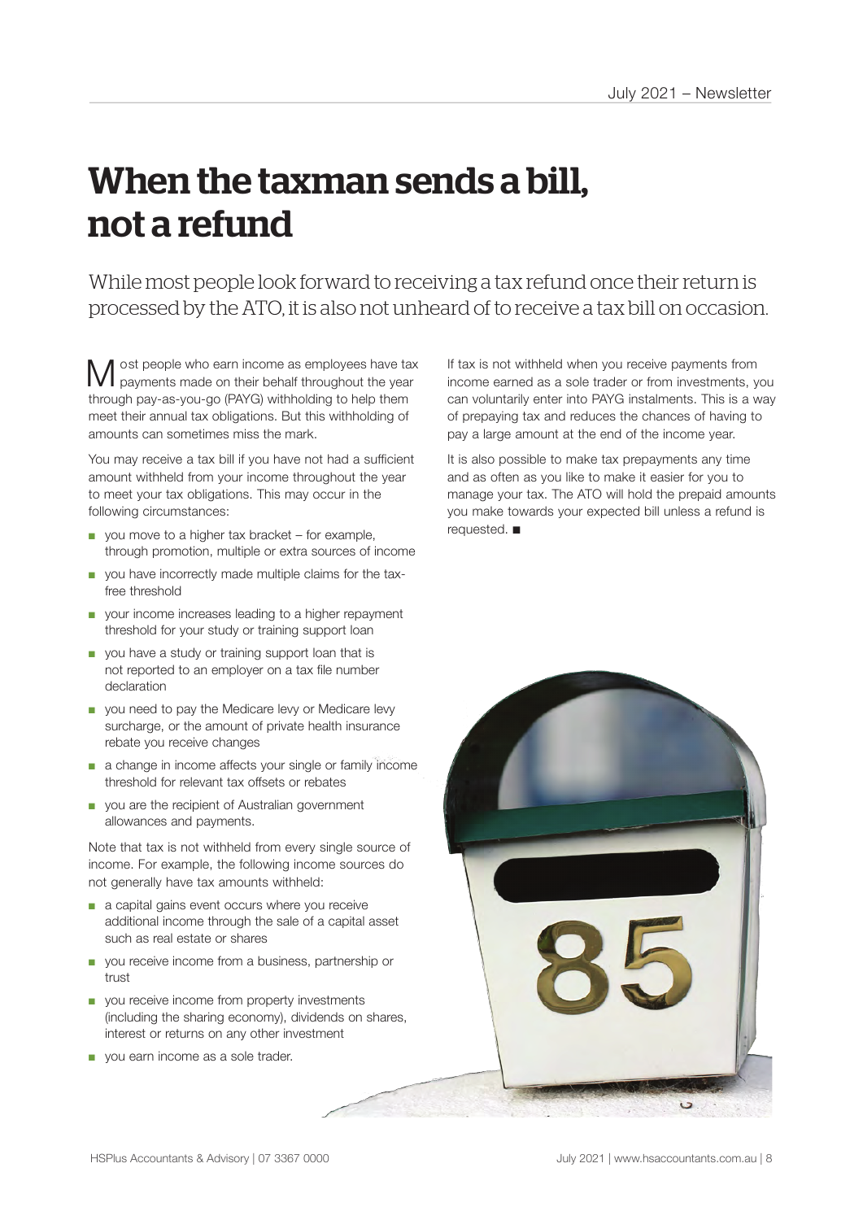# When the taxman sends a bill, not a refund

While most people look forward to receiving a tax refund once their return is processed by the ATO, it is also not unheard of to receive a tax bill on occasion.

Most people who earn income as employees have tax payments made on their behalf throughout the year through pay-as-you-go (PAYG) withholding to help them meet their annual tax obligations. But this withholding of amounts can sometimes miss the mark.

You may receive a tax bill if you have not had a sufficient amount withheld from your income throughout the year to meet your tax obligations. This may occur in the following circumstances:

- you move to a higher tax bracket – for example, through promotion, multiple or extra sources of income
- you have incorrectly made multiple claims for the tax-free threshold
- your income increases leading to a higher repayment threshold for your study or training support loan
- you have a study or training support loan that is not reported to an employer on a tax file number declaration
- you need to pay the Medicare levy or Medicare levy surcharge, or the amount of private health insurance rebate you receive changes
- a change in income affects your single or family income threshold for relevant tax offsets or rebates
- you are the recipient of Australian government allowances and payments.

Note that tax is not withheld from every single source of income. For example, the following income sources do not generally have tax amounts withheld:

- a capital gains event occurs where you receive additional income through the sale of a capital asset such as real estate or shares
- you receive income from a business, partnership or trust
- you receive income from property investments (including the sharing economy), dividends on shares, interest or returns on any other investment
- you earn income as a sole trader.

If tax is not withheld when you receive payments from income earned as a sole trader or from investments, you can voluntarily enter into PAYG instalments. This is a way of prepaying tax and reduces the chances of having to pay a large amount at the end of the income year.

It is also possible to make tax prepayments any time and as often as you like to make it easier for you to manage your tax. The ATO will hold the prepaid amounts you make towards your expected bill unless a refund is requested. ■